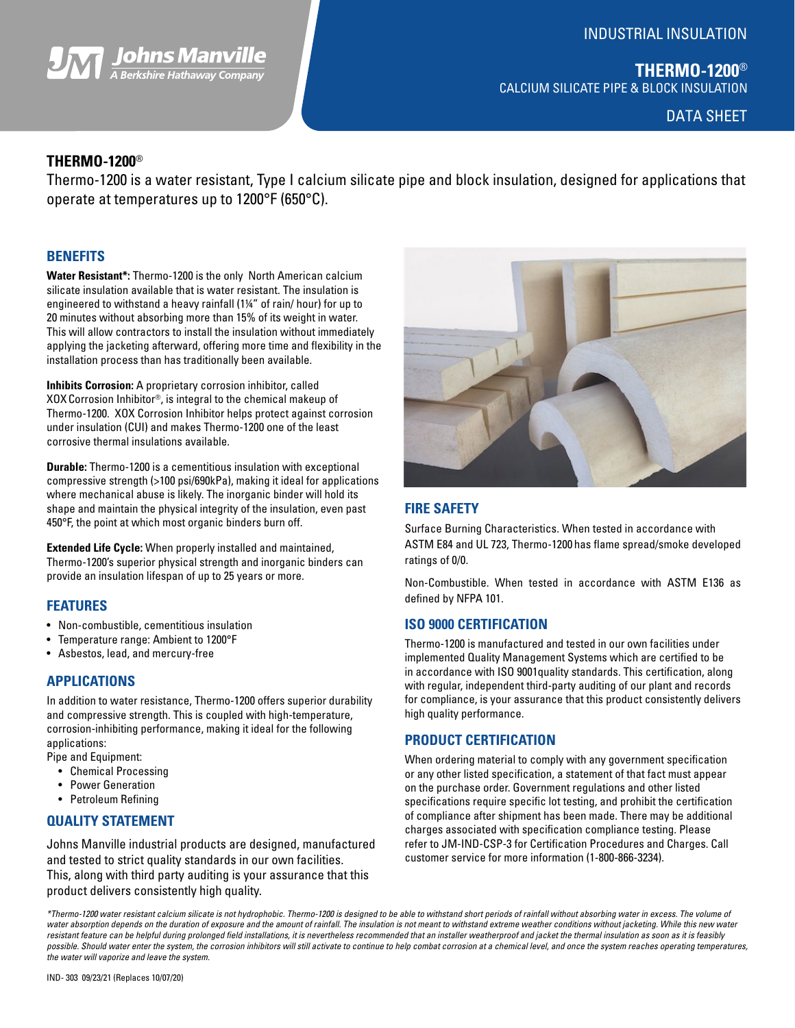INDUSTRIAL INSULATION

# THERMO-1200®

CALCIUM SILICATE PIPE & BLOCK INSULATION

DATA SHEET

## THERMO-1200®

Thermo-1200 is a water resistant, Type I calcium silicate pipe and block insulation, designed for applications that operate at temperatures up to 1200°F (650°C).

### BENEFITS

**Water Resistant*:** Thermo-1200 is the only North American calcium silicate insulation available that is water resistant. The insulation is engineered to withstand a heavy rainfall (1¼" of rain/ hour) for up to 20 minutes without absorbing more than 15% of its weight in water. This will allow contractors to install the insulation without immediately applying the jacketing afterward, offering more time and flexibility in the installation process than has traditionally been available.

**Inhibits Corrosion:** A proprietary corrosion inhibitor, called XOX Corrosion Inhibitor®, is integral to the chemical makeup of Thermo-1200. XOX Corrosion Inhibitor helps protect against corrosion under insulation (CUI) and makes Thermo-1200 one of the least corrosive thermal insulations available.

**Durable:** Thermo-1200 is a cementitious insulation with exceptional compressive strength (>100 psi/690kPa), making it ideal for applications where mechanical abuse is likely. The inorganic binder will hold its shape and maintain the physical integrity of the insulation, even past 450°F, the point at which most organic binders burn off.

**Extended Life Cycle:** When properly installed and maintained, Thermo-1200's superior physical strength and inorganic binders can provide an insulation lifespan of up to 25 years or more.

### FEATURES

- Non-combustible, cementitious insulation
- Temperature range: Ambient to 1200°F
- Asbestos, lead, and mercury-free

### APPLICATIONS

In addition to water resistance, Thermo-1200 offers superior durability and compressive strength. This is coupled with high-temperature, corrosion-inhibiting performance, making it ideal for the following applications:

Pipe and Equipment:

- Chemical Processing
- Power Generation
- Petroleum Refining

### QUALITY STATEMENT

Johns Manville industrial products are designed, manufactured and tested to strict quality standards in our own facilities. This, along with third party auditing is your assurance that this product delivers consistently high quality.

### FIRE SAFETY

Surface Burning Characteristics. When tested in accordance with ASTM E84 and UL 723, Thermo-1200 has flame spread/smoke developed ratings of 0/0.

Non-Combustible. When tested in accordance with ASTM E136 as defined by NFPA 101.

### ISO 9000 CERTIFICATION

Thermo-1200 is manufactured and tested in our own facilities under implemented Quality Management Systems which are certified to be in accordance with ISO 9001quality standards. This certification, along with regular, independent third-party auditing of our plant and records for compliance, is your assurance that this product consistently delivers high quality performance.

### PRODUCT CERTIFICATION

When ordering material to comply with any government specification or any other listed specification, a statement of that fact must appear on the purchase order. Government regulations and other listed specifications require specific lot testing, and prohibit the certification of compliance after shipment has been made. There may be additional charges associated with specification compliance testing. Please refer to JM-IND-CSP-3 for Certification Procedures and Charges. Call customer service for more information (1-800-866-3234).

*\*Thermo-1200 water resistant calcium silicate is not hydrophobic. Thermo-1200 is designed to be able to withstand short periods of rainfall without absorbing water in excess. The volume of water absorption depends on the duration of exposure and the amount of rainfall. The insulation is not meant to withstand extreme weather conditions without jacketing. While this new water resistant feature can be helpful during prolonged field installations, it is nevertheless recommended that an installer weatherproof and jacket the thermal insulation as soon as it is feasibly possible. Should water enter the system, the corrosion inhibitors will still activate to continue to help combat corrosion at a chemical level, and once the system reaches operating temperatures, the water will vaporize and leave the system.*

IND- 303 09/23/21 (Replaces 10/07/20)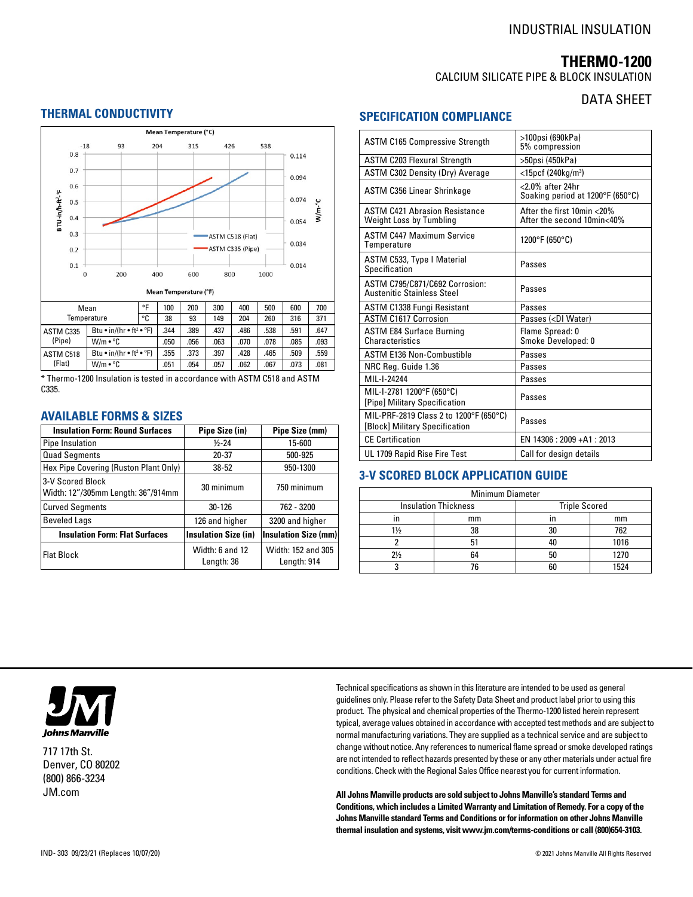INDUSTRIAL INSULATION

# THERMO-1200

CALCIUM SILICATE PIPE & BLOCK INSULATION

DATA SHEET

## THERMAL CONDUCTIVITY

Mean Temperature (°C)

-18 93 204 315 426 538

0.8 0.7 0.6 0.5 0.4 0.3 0.2 0.1

BTU-in/h-ft²-°F

0.114 0.094 0.074 0.054 0.034 0.014

W/m-°C

ASTM C518 (Flat)

ASTM C335 (Pipe)

0 200 400 600 800 1000

Mean Temperature (°F)

| Mean Temperature | | °F | 100 | 200 | 300 | 400 | 500 | 600 | 700 |
|---|---|---|---|---|---|---|---|---|---|
| | | °C | 38 | 93 | 149 | 204 | 260 | 316 | 371 |
| ASTM C335 (Pipe) | Btu • in/(hr • ft² • °F) | | .344 | .389 | .437 | .486 | .538 | .591 | .647 |
| | W/m • °C | | .050 | .056 | .063 | .070 | .078 | .085 | .093 |
| ASTM C518 (Flat) | Btu • in/(hr • ft² • °F) | | .355 | .373 | .397 | .428 | .465 | .509 | .559 |
| | W/m • °C | | .051 | .054 | .057 | .062 | .067 | .073 | .081 |

* Thermo-1200 Insulation is tested in accordance with ASTM C518 and ASTM C335.

## AVAILABLE FORMS & SIZES

| Insulation Form: Round Surfaces | Pipe Size (in) | Pipe Size (mm) |
|---|---|---|
| Pipe Insulation | ½-24 | 15-600 |
| Quad Segments | 20-37 | 500-925 |
| Hex Pipe Covering (Ruston Plant Only) | 38-52 | 950-1300 |
| 3-V Scored Block<br>Width: 12"/305mm Length: 36"/914mm | 30 minimum | 750 minimum |
| Curved Segments | 30-126 | 762 - 3200 |
| Beveled Lags | 126 and higher | 3200 and higher |
| **Insulation Form: Flat Surfaces** | **Insulation Size (in)** | **Insulation Size (mm)** |
| Flat Block | Width: 6 and 12<br>Length: 36 | Width: 152 and 305<br>Length: 914 |

## SPECIFICATION COMPLIANCE

| | |
|---|---|
| ASTM C165 Compressive Strength | >100psi (690kPa)<br>5% compression |
| ASTM C203 Flexural Strength | >50psi (450kPa) |
| ASTM C302 Density (Dry) Average | <15pcf (240kg/m³) |
| ASTM C356 Linear Shrinkage | <2.0% after 24hr<br>Soaking period at 1200°F (650°C) |
| ASTM C421 Abrasion Resistance<br>Weight Loss by Tumbling | After the first 10min <20%<br>After the second 10min<40% |
| ASTM C447 Maximum Service Temperature | 1200°F (650°C) |
| ASTM C533, Type I Material Specification | Passes |
| ASTM C795/C871/C692 Corrosion: Austenitic Stainless Steel | Passes |
| ASTM C1338 Fungi Resistant | Passes |
| ASTM C1617 Corrosion | Passes (<DI Water) |
| ASTM E84 Surface Burning Characteristics | Flame Spread: 0<br>Smoke Developed: 0 |
| ASTM E136 Non-Combustible | Passes |
| NRC Reg. Guide 1.36 | Passes |
| MIL-I-24244 | Passes |
| MIL-I-2781 1200°F (650°C)<br>[Pipe] Military Specification | Passes |
| MIL-PRF-2819 Class 2 to 1200°F (650°C)<br>[Block] Military Specification | Passes |
| CE Certification | EN 14306 : 2009 +A1 : 2013 |
| UL 1709 Rapid Rise Fire Test | Call for design details |

## 3-V SCORED BLOCK APPLICATION GUIDE

| Minimum Diameter | | | |
|---|---|---|---|
| Insulation Thickness | | Triple Scored | |
| in | mm | in | mm |
| 1½ | 38 | 30 | 762 |
| 2 | 51 | 40 | 1016 |
| 2½ | 64 | 50 | 1270 |
| 3 | 76 | 60 | 1524 |

Johns Manville

717 17th St.
Denver, CO 80202
(800) 866-3234
JM.com

Technical specifications as shown in this literature are intended to be used as general guidelines only. Please refer to the Safety Data Sheet and product label prior to using this product. The physical and chemical properties of the Thermo-1200 listed herein represent typical, average values obtained in accordance with accepted test methods and are subject to normal manufacturing variations. They are supplied as a technical service and are subject to change without notice. Any references to numerical flame spread or smoke developed ratings are not intended to reflect hazards presented by these or any other materials under actual fire conditions. Check with the Regional Sales Office nearest you for current information.

**All Johns Manville products are sold subject to Johns Manville's standard Terms and Conditions, which includes a Limited Warranty and Limitation of Remedy. For a copy of the Johns Manville standard Terms and Conditions or for information on other Johns Manville thermal insulation and systems, visit www.jm.com/terms-conditions or call (800)654-3103.**

IND- 303 09/23/21 (Replaces 10/07/20)

© 2021 Johns Manville All Rights Reserved